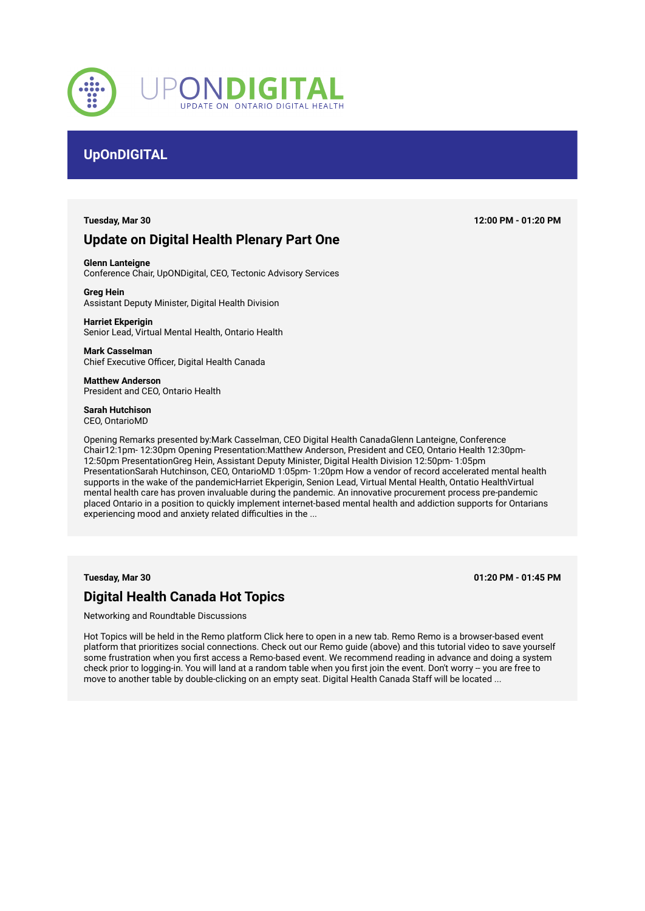# UPONDIGITAL

UPDATE ON ONTARIO DIGITAL HEALTH

## UpOnDIGITAL

**Tuesday, Mar 30** **12:00 PM - 01:20 PM**

### Update on Digital Health Plenary Part One

**Glenn Lanteigne**
Conference Chair, UpONDigital, CEO, Tectonic Advisory Services

**Greg Hein**
Assistant Deputy Minister, Digital Health Division

**Harriet Ekperigin**
Senior Lead, Virtual Mental Health, Ontario Health

**Mark Casselman**
Chief Executive Officer, Digital Health Canada

**Matthew Anderson**
President and CEO, Ontario Health

**Sarah Hutchison**
CEO, OntarioMD

Opening Remarks presented by:Mark Casselman, CEO Digital Health CanadaGlenn Lanteigne, Conference Chair12:1pm- 12:30pm Opening Presentation:Matthew Anderson, President and CEO, Ontario Health 12:30pm-12:50pm PresentationGreg Hein, Assistant Deputy Minister, Digital Health Division 12:50pm- 1:05pm PresentationSarah Hutchinson, CEO, OntarioMD 1:05pm- 1:20pm How a vendor of record accelerated mental health supports in the wake of the pandemicHarriet Ekperigin, Senion Lead, Virtual Mental Health, Ontatio HealthVirtual mental health care has proven invaluable during the pandemic. An innovative procurement process pre-pandemic placed Ontario in a position to quickly implement internet-based mental health and addiction supports for Ontarians experiencing mood and anxiety related difficulties in the ...

**Tuesday, Mar 30** **01:20 PM - 01:45 PM**

### Digital Health Canada Hot Topics

Networking and Roundtable Discussions

Hot Topics will be held in the Remo platform Click here to open in a new tab. Remo Remo is a browser-based event platform that prioritizes social connections. Check out our Remo guide (above) and this tutorial video to save yourself some frustration when you first access a Remo-based event. We recommend reading in advance and doing a system check prior to logging-in. You will land at a random table when you first join the event. Don't worry -- you are free to move to another table by double-clicking on an empty seat. Digital Health Canada Staff will be located ...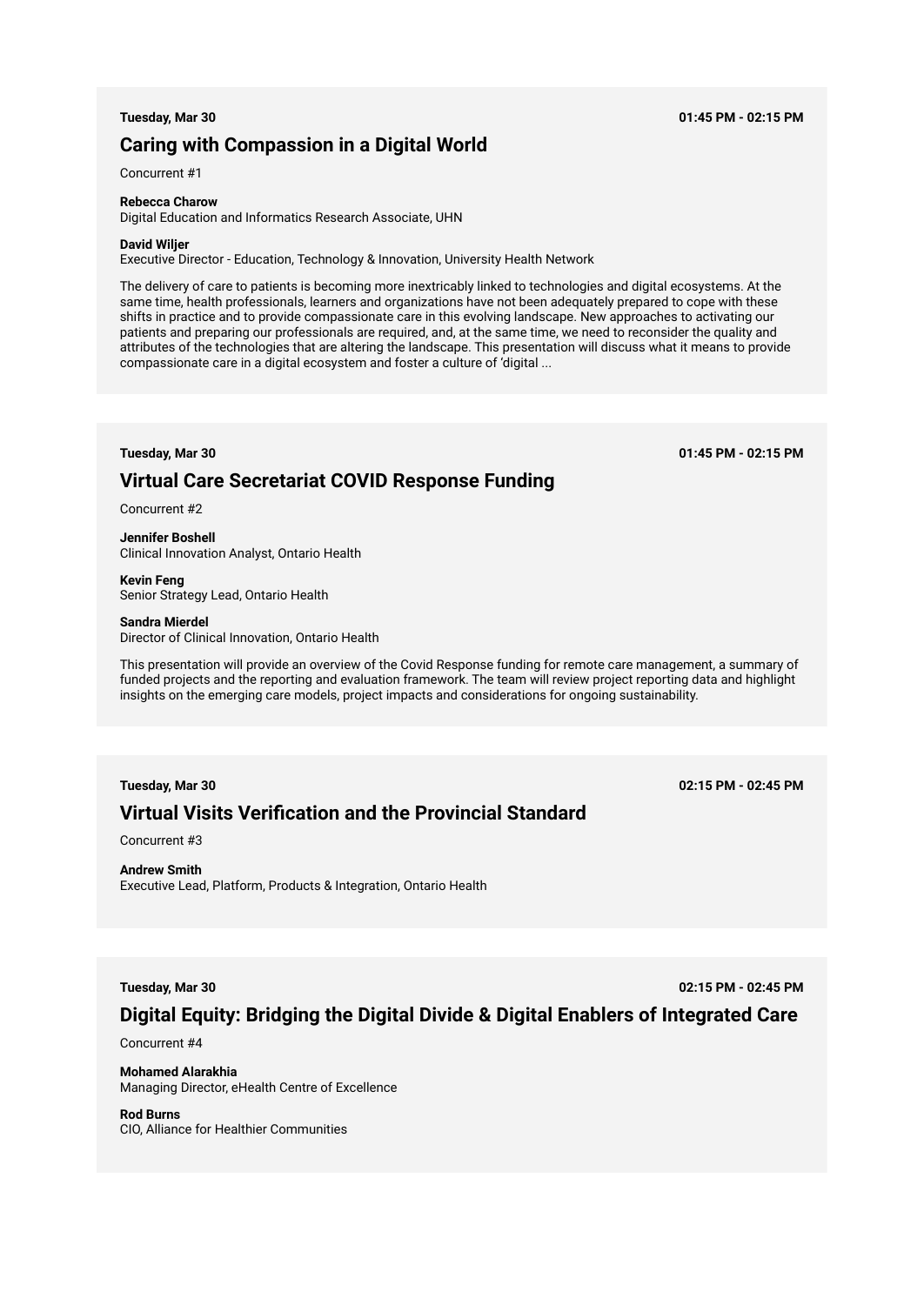**Tuesday, Mar 30** **01:45 PM - 02:15 PM**

## Caring with Compassion in a Digital World

Concurrent #1

**Rebecca Charow**
Digital Education and Informatics Research Associate, UHN

**David Wiljer**
Executive Director - Education, Technology & Innovation, University Health Network

The delivery of care to patients is becoming more inextricably linked to technologies and digital ecosystems. At the same time, health professionals, learners and organizations have not been adequately prepared to cope with these shifts in practice and to provide compassionate care in this evolving landscape. New approaches to activating our patients and preparing our professionals are required, and, at the same time, we need to reconsider the quality and attributes of the technologies that are altering the landscape. This presentation will discuss what it means to provide compassionate care in a digital ecosystem and foster a culture of 'digital ...

---

**Tuesday, Mar 30** **01:45 PM - 02:15 PM**

## Virtual Care Secretariat COVID Response Funding

Concurrent #2

**Jennifer Boshell**
Clinical Innovation Analyst, Ontario Health

**Kevin Feng**
Senior Strategy Lead, Ontario Health

**Sandra Mierdel**
Director of Clinical Innovation, Ontario Health

This presentation will provide an overview of the Covid Response funding for remote care management, a summary of funded projects and the reporting and evaluation framework. The team will review project reporting data and highlight insights on the emerging care models, project impacts and considerations for ongoing sustainability.

---

**Tuesday, Mar 30** **02:15 PM - 02:45 PM**

## Virtual Visits Verification and the Provincial Standard

Concurrent #3

**Andrew Smith**
Executive Lead, Platform, Products & Integration, Ontario Health

---

**Tuesday, Mar 30** **02:15 PM - 02:45 PM**

## Digital Equity: Bridging the Digital Divide & Digital Enablers of Integrated Care

Concurrent #4

**Mohamed Alarakhia**
Managing Director, eHealth Centre of Excellence

**Rod Burns**
CIO, Alliance for Healthier Communities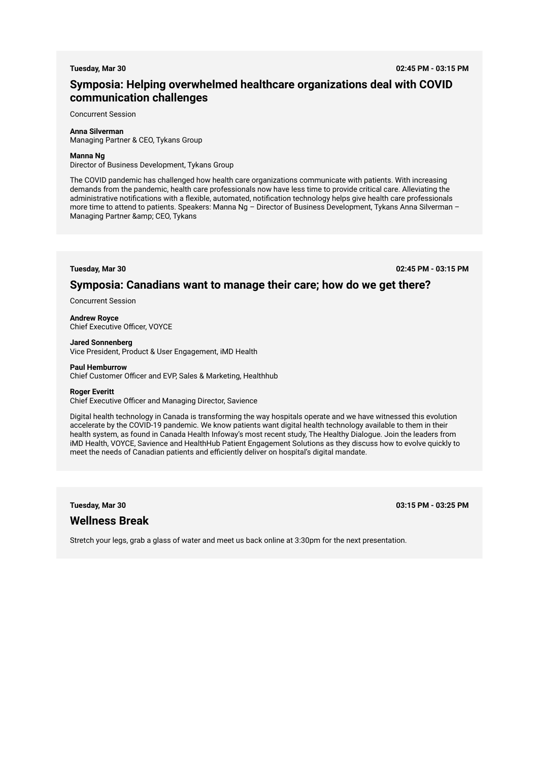**Tuesday, Mar 30** **02:45 PM - 03:15 PM**

## Symposia: Helping overwhelmed healthcare organizations deal with COVID communication challenges

Concurrent Session

**Anna Silverman**
Managing Partner & CEO, Tykans Group

**Manna Ng**
Director of Business Development, Tykans Group

The COVID pandemic has challenged how health care organizations communicate with patients. With increasing demands from the pandemic, health care professionals now have less time to provide critical care. Alleviating the administrative notifications with a flexible, automated, notification technology helps give health care professionals more time to attend to patients. Speakers: Manna Ng – Director of Business Development, Tykans Anna Silverman – Managing Partner &amp; CEO, Tykans

**Tuesday, Mar 30** **02:45 PM - 03:15 PM**

## Symposia: Canadians want to manage their care; how do we get there?

Concurrent Session

**Andrew Royce**
Chief Executive Officer, VOYCE

**Jared Sonnenberg**
Vice President, Product & User Engagement, iMD Health

**Paul Hemburrow**
Chief Customer Officer and EVP, Sales & Marketing, Healthhub

**Roger Everitt**
Chief Executive Officer and Managing Director, Savience

Digital health technology in Canada is transforming the way hospitals operate and we have witnessed this evolution accelerate by the COVID-19 pandemic. We know patients want digital health technology available to them in their health system, as found in Canada Health Infoway's most recent study, The Healthy Dialogue. Join the leaders from iMD Health, VOYCE, Savience and HealthHub Patient Engagement Solutions as they discuss how to evolve quickly to meet the needs of Canadian patients and efficiently deliver on hospital's digital mandate.

**Tuesday, Mar 30** **03:15 PM - 03:25 PM**

## Wellness Break

Stretch your legs, grab a glass of water and meet us back online at 3:30pm for the next presentation.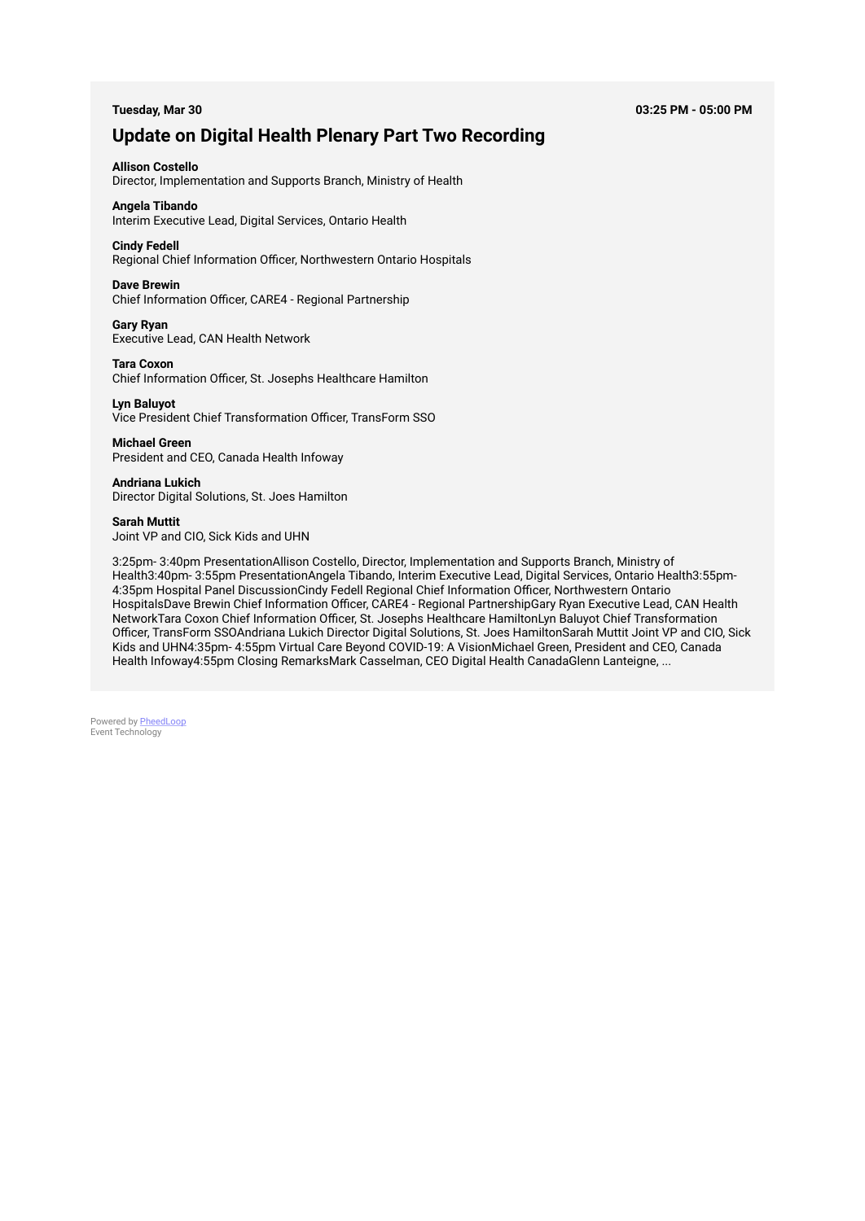**Tuesday, Mar 30** **03:25 PM - 05:00 PM**

## Update on Digital Health Plenary Part Two Recording

**Allison Costello**
Director, Implementation and Supports Branch, Ministry of Health

**Angela Tibando**
Interim Executive Lead, Digital Services, Ontario Health

**Cindy Fedell**
Regional Chief Information Officer, Northwestern Ontario Hospitals

**Dave Brewin**
Chief Information Officer, CARE4 - Regional Partnership

**Gary Ryan**
Executive Lead, CAN Health Network

**Tara Coxon**
Chief Information Officer, St. Josephs Healthcare Hamilton

**Lyn Baluyot**
Vice President Chief Transformation Officer, TransForm SSO

**Michael Green**
President and CEO, Canada Health Infoway

**Andriana Lukich**
Director Digital Solutions, St. Joes Hamilton

**Sarah Muttit**
Joint VP and CIO, Sick Kids and UHN

3:25pm- 3:40pm PresentationAllison Costello, Director, Implementation and Supports Branch, Ministry of Health3:40pm- 3:55pm PresentationAngela Tibando, Interim Executive Lead, Digital Services, Ontario Health3:55pm- 4:35pm Hospital Panel DiscussionCindy Fedell Regional Chief Information Officer, Northwestern Ontario HospitalsDave Brewin Chief Information Officer, CARE4 - Regional PartnershipGary Ryan Executive Lead, CAN Health NetworkTara Coxon Chief Information Officer, St. Josephs Healthcare HamiltonLyn Baluyot Chief Transformation Officer, TransForm SSOAndriana Lukich Director Digital Solutions, St. Joes HamiltonSarah Muttit Joint VP and CIO, Sick Kids and UHN4:35pm- 4:55pm Virtual Care Beyond COVID-19: A VisionMichael Green, President and CEO, Canada Health Infoway4:55pm Closing RemarksMark Casselman, CEO Digital Health CanadaGlenn Lanteigne, ...

Powered by PheedLoop
Event Technology